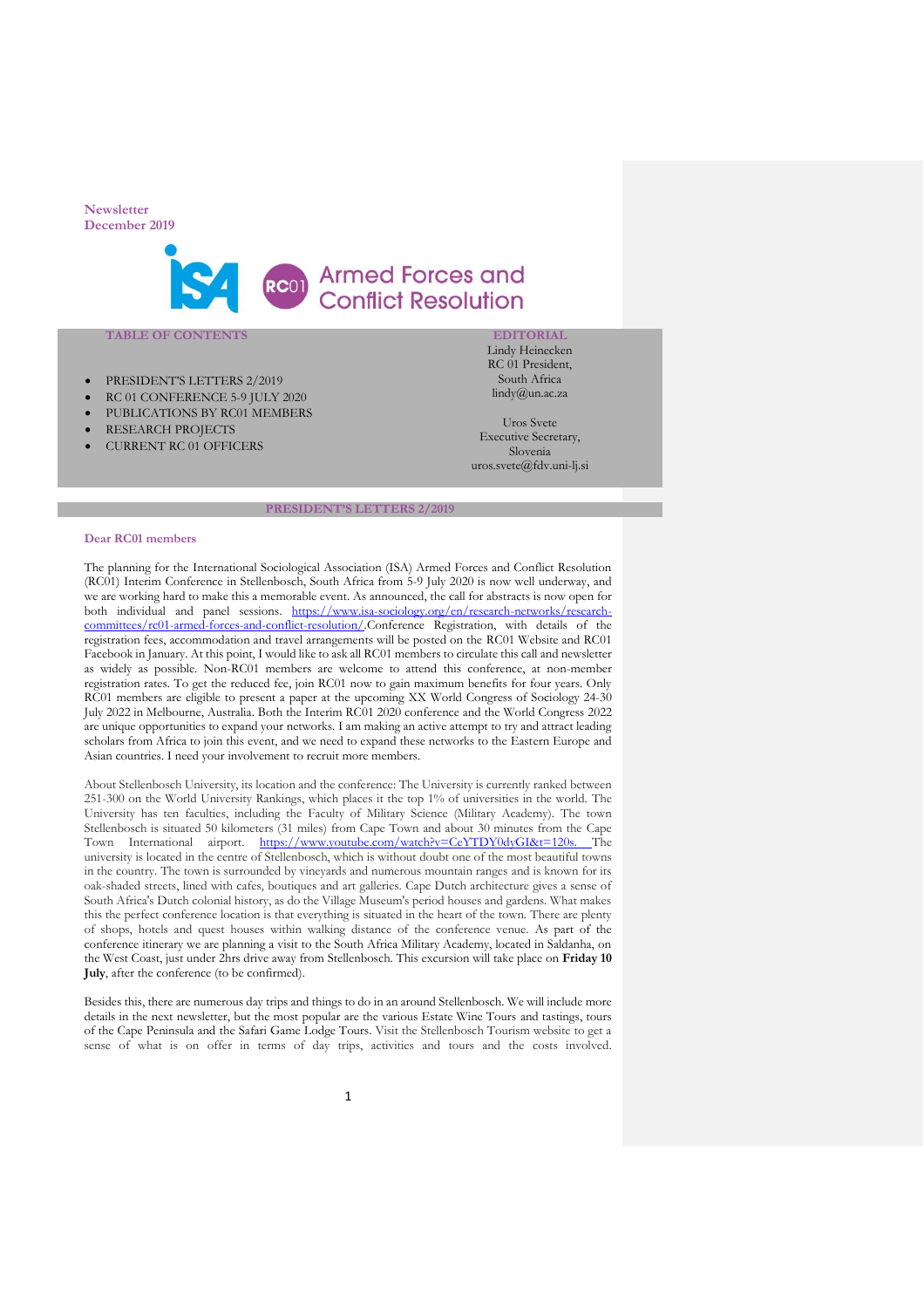Newsletter
December 2019

# Armed Forces and Conflict Resolution

**TABLE OF CONTENTS**

- PRESIDENT'S LETTERS 2/2019
- RC 01 CONFERENCE 5-9 JULY 2020
- PUBLICATIONS BY RC01 MEMBERS
- RESEARCH PROJECTS
- CURRENT RC 01 OFFICERS

**EDITORIAL**

Lindy Heinecken
RC 01 President,
South Africa
lindy@un.ac.za

Uros Svete
Executive Secretary,
Slovenia
uros.svete@fdv.uni-lj.si

## PRESIDENT'S LETTERS 2/2019

**Dear RC01 members**

The planning for the International Sociological Association (ISA) Armed Forces and Conflict Resolution (RC01) Interim Conference in Stellenbosch, South Africa from 5-9 July 2020 is now well underway, and we are working hard to make this a memorable event. As announced, the call for abstracts is now open for both individual and panel sessions. https://www.isa-sociology.org/en/research-networks/research-committees/rc01-armed-forces-and-conflict-resolution/.Conference Registration, with details of the registration fees, accommodation and travel arrangements will be posted on the RC01 Website and RC01 Facebook in January. At this point, I would like to ask all RC01 members to circulate this call and newsletter as widely as possible. Non-RC01 members are welcome to attend this conference, at non-member registration rates. To get the reduced fee, join RC01 now to gain maximum benefits for four years. Only RC01 members are eligible to present a paper at the upcoming XX World Congress of Sociology 24-30 July 2022 in Melbourne, Australia. Both the Interim RC01 2020 conference and the World Congress 2022 are unique opportunities to expand your networks. I am making an active attempt to try and attract leading scholars from Africa to join this event, and we need to expand these networks to the Eastern Europe and Asian countries. I need your involvement to recruit more members.

About Stellenbosch University, its location and the conference: The University is currently ranked between 251-300 on the World University Rankings, which places it the top 1% of universities in the world. The University has ten faculties, including the Faculty of Military Science (Military Academy). The town Stellenbosch is situated 50 kilometers (31 miles) from Cape Town and about 30 minutes from the Cape Town International airport. https://www.youtube.com/watch?v=CeYTDY0dyGI&t=120s. The university is located in the centre of Stellenbosch, which is without doubt one of the most beautiful towns in the country. The town is surrounded by vineyards and numerous mountain ranges and is known for its oak-shaded streets, lined with cafes, boutiques and art galleries. Cape Dutch architecture gives a sense of South Africa's Dutch colonial history, as do the Village Museum's period houses and gardens. What makes this the perfect conference location is that everything is situated in the heart of the town. There are plenty of shops, hotels and quest houses within walking distance of the conference venue. As part of the conference itinerary we are planning a visit to the South Africa Military Academy, located in Saldanha, on the West Coast, just under 2hrs drive away from Stellenbosch. This excursion will take place on **Friday 10 July**, after the conference (to be confirmed).

Besides this, there are numerous day trips and things to do in an around Stellenbosch. We will include more details in the next newsletter, but the most popular are the various Estate Wine Tours and tastings, tours of the Cape Peninsula and the Safari Game Lodge Tours. Visit the Stellenbosch Tourism website to get a sense of what is on offer in terms of day trips, activities and tours and the costs involved.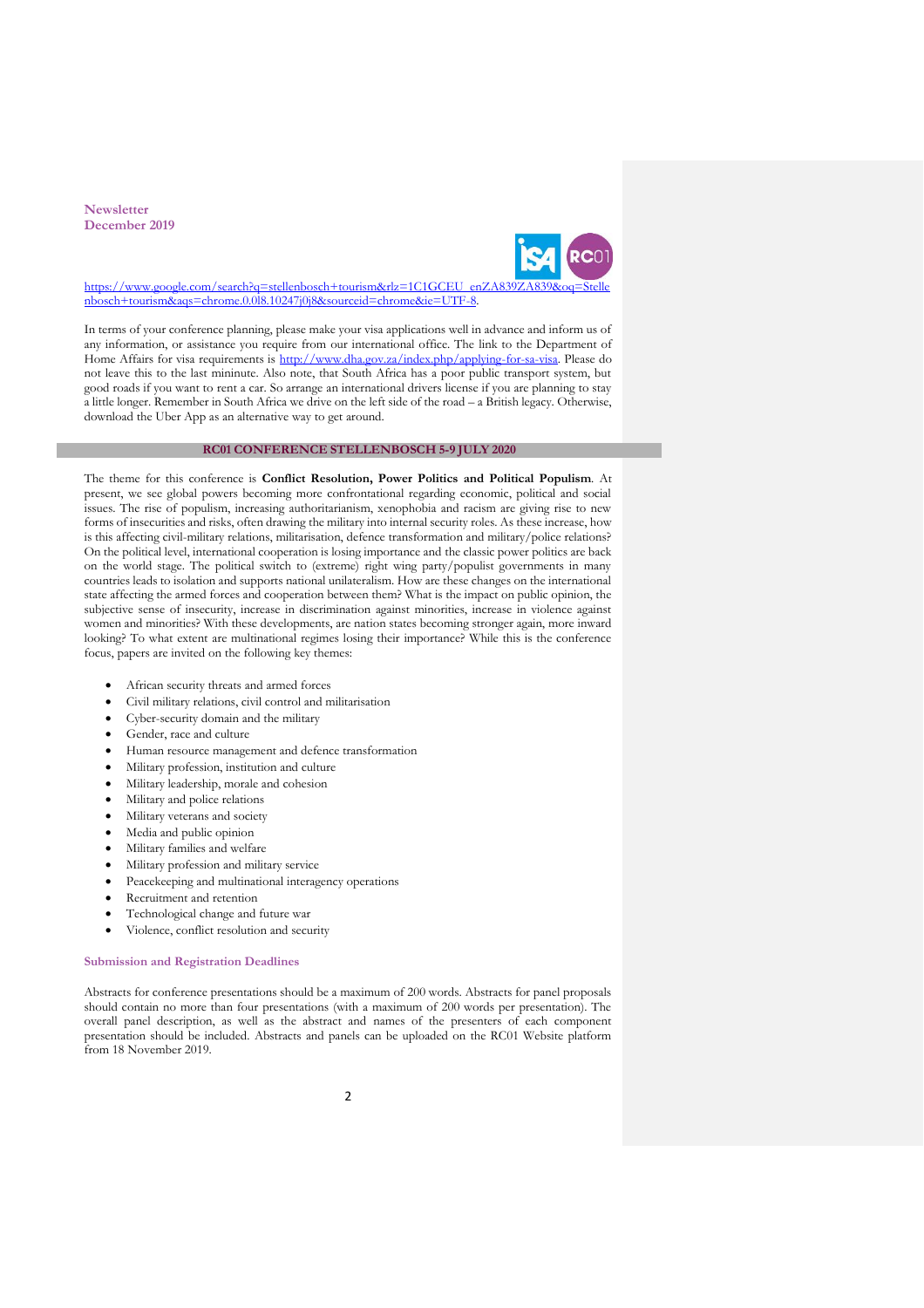https://www.google.com/search?q=stellenbosch+tourism&rlz=1C1GCEU_enZA839ZA839&oq=Stellenbosch+tourism&aqs=chrome.0.0l8.10247j0j8&sourceid=chrome&ie=UTF-8.

In terms of your conference planning, please make your visa applications well in advance and inform us of any information, or assistance you require from our international office. The link to the Department of Home Affairs for visa requirements is http://www.dha.gov.za/index.php/applying-for-sa-visa. Please do not leave this to the last mininute. Also note, that South Africa has a poor public transport system, but good roads if you want to rent a car. So arrange an international drivers license if you are planning to stay a little longer. Remember in South Africa we drive on the left side of the road – a British legacy. Otherwise, download the Uber App as an alternative way to get around.

## RC01 CONFERENCE STELLENBOSCH 5-9 JULY 2020

The theme for this conference is **Conflict Resolution, Power Politics and Political Populism**. At present, we see global powers becoming more confrontational regarding economic, political and social issues. The rise of populism, increasing authoritarianism, xenophobia and racism are giving rise to new forms of insecurities and risks, often drawing the military into internal security roles. As these increase, how is this affecting civil-military relations, militarisation, defence transformation and military/police relations? On the political level, international cooperation is losing importance and the classic power politics are back on the world stage. The political switch to (extreme) right wing party/populist governments in many countries leads to isolation and supports national unilateralism. How are these changes on the international state affecting the armed forces and cooperation between them? What is the impact on public opinion, the subjective sense of insecurity, increase in discrimination against minorities, increase in violence against women and minorities? With these developments, are nation states becoming stronger again, more inward looking? To what extent are multinational regimes losing their importance? While this is the conference focus, papers are invited on the following key themes:

- African security threats and armed forces
- Civil military relations, civil control and militarisation
- Cyber-security domain and the military
- Gender, race and culture
- Human resource management and defence transformation
- Military profession, institution and culture
- Military leadership, morale and cohesion
- Military and police relations
- Military veterans and society
- Media and public opinion
- Military families and welfare
- Military profession and military service
- Peacekeeping and multinational interagency operations
- Recruitment and retention
- Technological change and future war
- Violence, conflict resolution and security

### Submission and Registration Deadlines

Abstracts for conference presentations should be a maximum of 200 words. Abstracts for panel proposals should contain no more than four presentations (with a maximum of 200 words per presentation). The overall panel description, as well as the abstract and names of the presenters of each component presentation should be included. Abstracts and panels can be uploaded on the RC01 Website platform from 18 November 2019.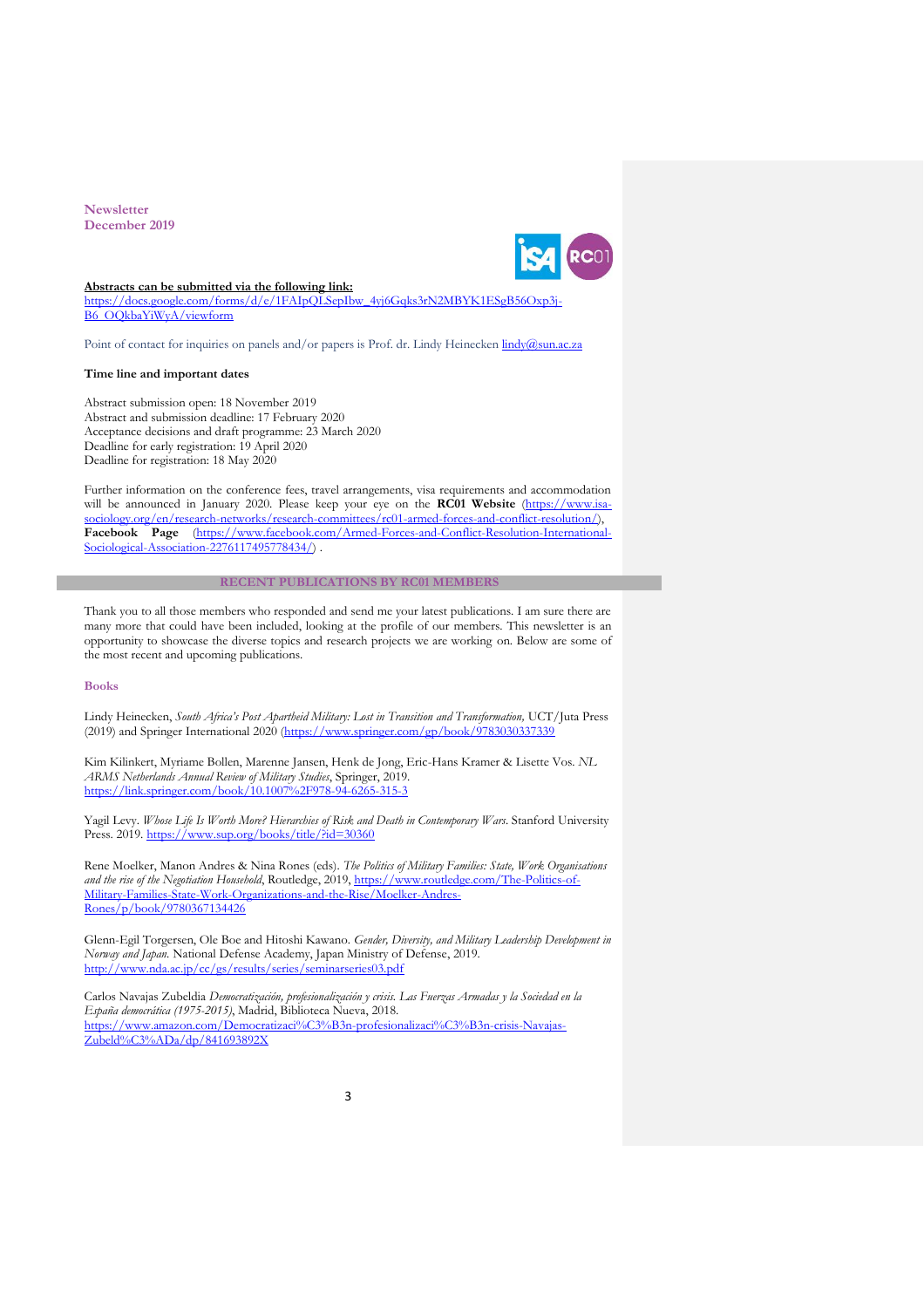Newsletter
December 2019

**Abstracts can be submitted via the following link:**
https://docs.google.com/forms/d/e/1FAIpQLSepIbw_4vj6Gqks3rN2MBYK1ESgB56Oxp3j-B6_OQkbaYiWyA/viewform

Point of contact for inquiries on panels and/or papers is Prof. dr. Lindy Heinecken lindy@sun.ac.za

**Time line and important dates**

Abstract submission open: 18 November 2019
Abstract and submission deadline: 17 February 2020
Acceptance decisions and draft programme: 23 March 2020
Deadline for early registration: 19 April 2020
Deadline for registration: 18 May 2020

Further information on the conference fees, travel arrangements, visa requirements and accommodation will be announced in January 2020. Please keep your eye on the **RC01 Website** (https://www.isa-sociology.org/en/research-networks/research-committees/rc01-armed-forces-and-conflict-resolution/), **Facebook Page** (https://www.facebook.com/Armed-Forces-and-Conflict-Resolution-International-Sociological-Association-2276117495778434/) .

## RECENT PUBLICATIONS BY RC01 MEMBERS

Thank you to all those members who responded and send me your latest publications. I am sure there are many more that could have been included, looking at the profile of our members. This newsletter is an opportunity to showcase the diverse topics and research projects we are working on. Below are some of the most recent and upcoming publications.

### Books

Lindy Heinecken, *South Africa's Post Apartheid Military: Lost in Transition and Transformation,* UCT/Juta Press (2019) and Springer International 2020 (https://www.springer.com/gp/book/9783030337339

Kim Kilinkert, Myriame Bollen, Marenne Jansen, Henk de Jong, Eric-Hans Kramer & Lisette Vos. *NL ARMS Netherlands Annual Review of Military Studies*, Springer, 2019. https://link.springer.com/book/10.1007%2F978-94-6265-315-3

Yagil Levy. *Whose Life Is Worth More? Hierarchies of Risk and Death in Contemporary Wars*. Stanford University Press. 2019. https://www.sup.org/books/title/?id=30360

Rene Moelker, Manon Andres & Nina Rones (eds). *The Politics of Military Families: State, Work Organisations and the rise of the Negotiation Household*, Routledge, 2019, https://www.routledge.com/The-Politics-of-Military-Families-State-Work-Organizations-and-the-Rise/Moelker-Andres-Rones/p/book/9780367134426

Glenn-Egil Torgersen, Ole Boe and Hitoshi Kawano. *Gender, Diversity, and Military Leadership Development in Norway and Japan.* National Defense Academy, Japan Ministry of Defense, 2019. http://www.nda.ac.jp/cc/gs/results/series/seminarseries03.pdf

Carlos Navajas Zubeldia *Democratización, profesionalización y crisis. Las Fuerzas Armadas y la Sociedad en la España democrática (1975-2015)*, Madrid, Biblioteca Nueva, 2018. https://www.amazon.com/Democratizaci%C3%B3n-profesionalizaci%C3%B3n-crisis-Navajas-Zubeld%C3%ADa/dp/841693892X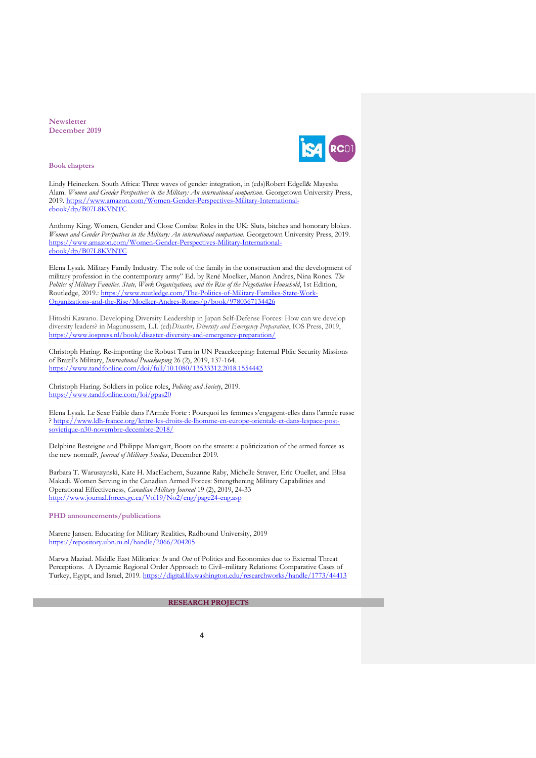Newsletter
December 2019

### Book chapters

Lindy Heinecken. South Africa: Three waves of gender integration, in (eds)Robert Edgell& Mayesha Alam. *Women and Gender Perspectives in the Military: An international comparison*. Georgetown University Press, 2019. https://www.amazon.com/Women-Gender-Perspectives-Military-International-ebook/dp/B07L8KVNTC

Anthony King. Women, Gender and Close Combat Roles in the UK: Sluts, bitches and honorary blokes. *Women and Gender Perspectives in the Military: An international comparison*. Georgetown University Press, 2019. https://www.amazon.com/Women-Gender-Perspectives-Military-International-ebook/dp/B07L8KVNTC

Elena Lysak. Military Family Industry. The role of the family in the construction and the development of military profession in the contemporary army" Ed. by René Moelker, Manon Andres, Nina Rones. *The Politics of Military Families. State, Work Organizations, and the Rise of the Negotiation Household*, 1st Edition, Routledge, 2019.: https://www.routledge.com/The-Politics-of-Military-Families-State-Work-Organizations-and-the-Rise/Moelker-Andres-Rones/p/book/9780367134426

Hitoshi Kawano. Developing Diversity Leadership in Japan Self-Defense Forces: How can we develop diversity leaders? in Magunussem, L.I. (ed)*Disaster, Diversity and Emergency Preparation*, IOS Press, 2019, https://www.iospress.nl/book/disaster-diversity-and-emergency-preparation/

Christoph Haring. Re-importing the Robust Turn in UN Peacekeeping: Internal Pblic Security Missions of Brazil's Military, *International Peacekeeping* 26 (2), 2019, 137-164. https://www.tandfonline.com/doi/full/10.1080/13533312.2018.1554442

Christoph Haring. Soldiers in police roles, *Policing and Society*, 2019. https://www.tandfonline.com/loi/gpas20

Elena Lysak. Le Sexe Faible dans l'Armée Forte : Pourquoi les femmes s'engagent-elles dans l'armée russe ? https://www.ldh-france.org/lettre-les-droits-de-lhomme-en-europe-orientale-et-dans-lespace-post-sovietique-n30-novembre-decembre-2018/

Delphine Resteigne and Philippe Manigart, Boots on the streets: a politicization of the armed forces as the new normal?, *Journal of Military Studies*, December 2019.

Barbara T. Waruszynski, Kate H. MacEachern, Suzanne Raby, Michelle Straver, Eric Ouellet, and Elisa Makadi. Women Serving in the Canadian Armed Forces: Strengthening Military Capabilities and Operational Effectiveness, *Canadian Military Journal* 19 (2), 2019, 24-33 http://www.journal.forces.gc.ca/Vol19/No2/eng/page24-eng.asp

### PHD announcements/publications

Marene Jansen. Educating for Military Realities, Radbound University, 2019 https://repository.ubn.ru.nl/handle/2066/204205

Marwa Maziad. Middle East Militaries: *In* and *Out* of Politics and Economies due to External Threat Perceptions. A Dynamic Regional Order Approach to Civil–military Relations: Comparative Cases of Turkey, Egypt, and Israel, 2019. https://digital.lib.washington.edu/researchworks/handle/1773/44413

## RESEARCH PROJECTS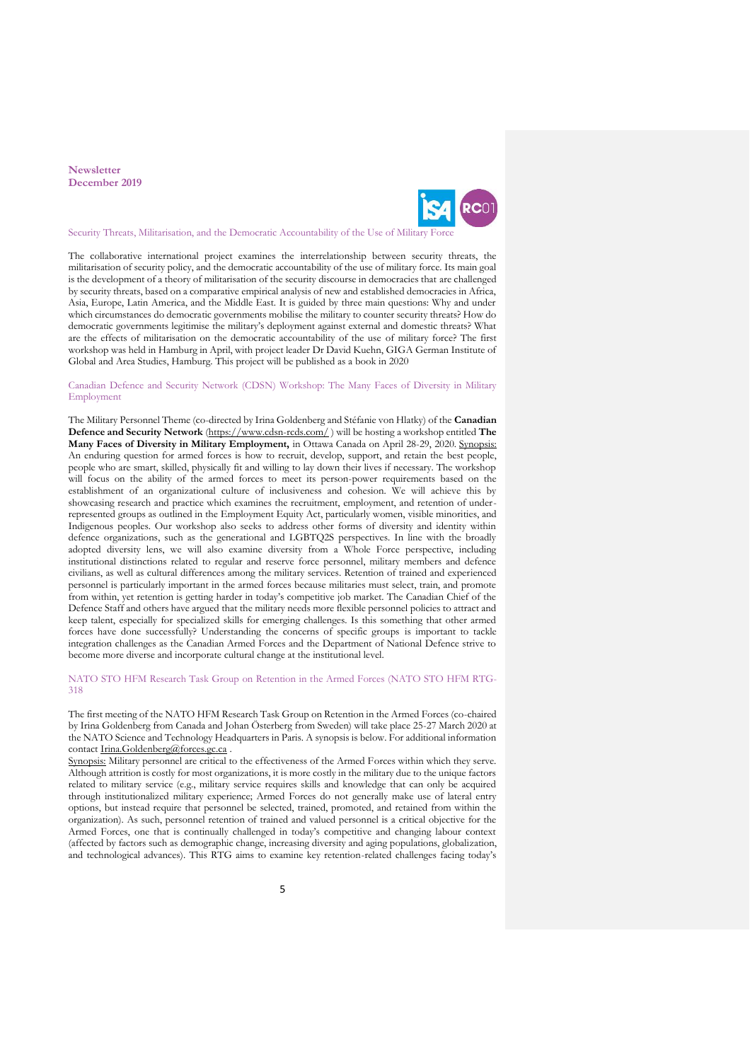## Security Threats, Militarisation, and the Democratic Accountability of the Use of Military Force

The collaborative international project examines the interrelationship between security threats, the militarisation of security policy, and the democratic accountability of the use of military force. Its main goal is the development of a theory of militarisation of the security discourse in democracies that are challenged by security threats, based on a comparative empirical analysis of new and established democracies in Africa, Asia, Europe, Latin America, and the Middle East. It is guided by three main questions: Why and under which circumstances do democratic governments mobilise the military to counter security threats? How do democratic governments legitimise the military's deployment against external and domestic threats? What are the effects of militarisation on the democratic accountability of the use of military force? The first workshop was held in Hamburg in April, with project leader Dr David Kuehn, GIGA German Institute of Global and Area Studies, Hamburg. This project will be published as a book in 2020

## Canadian Defence and Security Network (CDSN) Workshop: The Many Faces of Diversity in Military Employment

The Military Personnel Theme (co-directed by Irina Goldenberg and Stéfanie von Hlatky) of the **Canadian Defence and Security Network** (https://www.cdsn-rcds.com/ ) will be hosting a workshop entitled **The Many Faces of Diversity in Military Employment,** in Ottawa Canada on April 28-29, 2020. Synopsis: An enduring question for armed forces is how to recruit, develop, support, and retain the best people, people who are smart, skilled, physically fit and willing to lay down their lives if necessary. The workshop will focus on the ability of the armed forces to meet its person-power requirements based on the establishment of an organizational culture of inclusiveness and cohesion. We will achieve this by showcasing research and practice which examines the recruitment, employment, and retention of under-represented groups as outlined in the Employment Equity Act, particularly women, visible minorities, and Indigenous peoples. Our workshop also seeks to address other forms of diversity and identity within defence organizations, such as the generational and LGBTQ2S perspectives. In line with the broadly adopted diversity lens, we will also examine diversity from a Whole Force perspective, including institutional distinctions related to regular and reserve force personnel, military members and defence civilians, as well as cultural differences among the military services. Retention of trained and experienced personnel is particularly important in the armed forces because militaries must select, train, and promote from within, yet retention is getting harder in today's competitive job market. The Canadian Chief of the Defence Staff and others have argued that the military needs more flexible personnel policies to attract and keep talent, especially for specialized skills for emerging challenges. Is this something that other armed forces have done successfully? Understanding the concerns of specific groups is important to tackle integration challenges as the Canadian Armed Forces and the Department of National Defence strive to become more diverse and incorporate cultural change at the institutional level.

## NATO STO HFM Research Task Group on Retention in the Armed Forces (NATO STO HFM RTG-318

The first meeting of the NATO HFM Research Task Group on Retention in the Armed Forces (co-chaired by Irina Goldenberg from Canada and Johan Österberg from Sweden) will take place 25-27 March 2020 at the NATO Science and Technology Headquarters in Paris. A synopsis is below. For additional information contact Irina.Goldenberg@forces.gc.ca .

Synopsis: Military personnel are critical to the effectiveness of the Armed Forces within which they serve. Although attrition is costly for most organizations, it is more costly in the military due to the unique factors related to military service (e.g., military service requires skills and knowledge that can only be acquired through institutionalized military experience; Armed Forces do not generally make use of lateral entry options, but instead require that personnel be selected, trained, promoted, and retained from within the organization). As such, personnel retention of trained and valued personnel is a critical objective for the Armed Forces, one that is continually challenged in today's competitive and changing labour context (affected by factors such as demographic change, increasing diversity and aging populations, globalization, and technological advances). This RTG aims to examine key retention-related challenges facing today's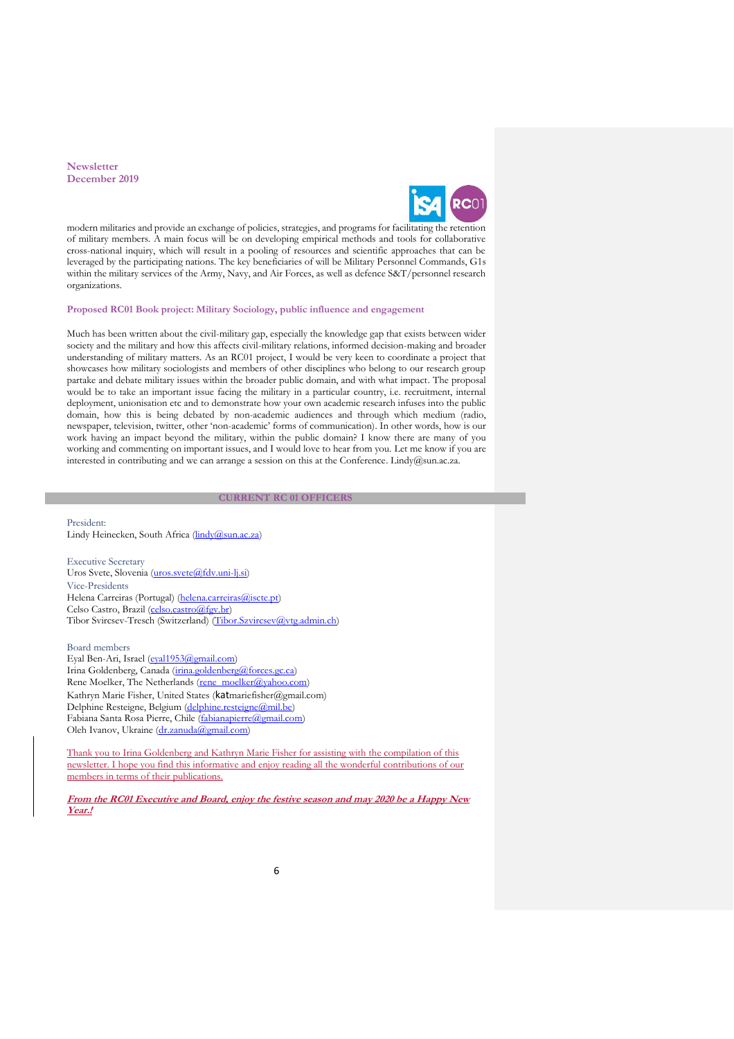modern militaries and provide an exchange of policies, strategies, and programs for facilitating the retention of military members. A main focus will be on developing empirical methods and tools for collaborative cross-national inquiry, which will result in a pooling of resources and scientific approaches that can be leveraged by the participating nations. The key beneficiaries of will be Military Personnel Commands, G1s within the military services of the Army, Navy, and Air Forces, as well as defence S&T/personnel research organizations.

### Proposed RC01 Book project: Military Sociology, public influence and engagement

Much has been written about the civil-military gap, especially the knowledge gap that exists between wider society and the military and how this affects civil-military relations, informed decision-making and broader understanding of military matters. As an RC01 project, I would be very keen to coordinate a project that showcases how military sociologists and members of other disciplines who belong to our research group partake and debate military issues within the broader public domain, and with what impact. The proposal would be to take an important issue facing the military in a particular country, i.e. recruitment, internal deployment, unionisation etc and to demonstrate how your own academic research infuses into the public domain, how this is being debated by non-academic audiences and through which medium (radio, newspaper, television, twitter, other 'non-academic' forms of communication). In other words, how is our work having an impact beyond the military, within the public domain? I know there are many of you working and commenting on important issues, and I would love to hear from you. Let me know if you are interested in contributing and we can arrange a session on this at the Conference. Lindy@sun.ac.za.

## CURRENT RC 01 OFFICERS

President:
Lindy Heinecken, South Africa (lindy@sun.ac.za)

Executive Secretary
Uros Svete, Slovenia (uros.svete@fdv.uni-lj.si)

Vice-Presidents
Helena Carreiras (Portugal) (helena.carreiras@iscte.pt)
Celso Castro, Brazil (celso.castro@fgv.br)
Tibor Svircsev-Tresch (Switzerland) (Tibor.Szvircsev@vtg.admin.ch)

Board members
Eyal Ben-Ari, Israel (eyal1953@gmail.com)
Irina Goldenberg, Canada (irina.goldenberg@forces.gc.ca)
Rene Moelker, The Netherlands (rene_moelker@yahoo.com)
Kathryn Marie Fisher, United States (katmariefisher@gmail.com)
Delphine Resteigne, Belgium (delphine.resteigne@mil.be)
Fabiana Santa Rosa Pierre, Chile (fabianapierre@gmail.com)
Oleh Ivanov, Ukraine (dr.zanuda@gmail.com)

Thank you to Irina Goldenberg and Kathryn Marie Fisher for assisting with the compilation of this newsletter. I hope you find this informative and enjoy reading all the wonderful contributions of our members in terms of their publications.

***From the RC01 Executive and Board, enjoy the festive season and may 2020 be a Happy New Year.!***